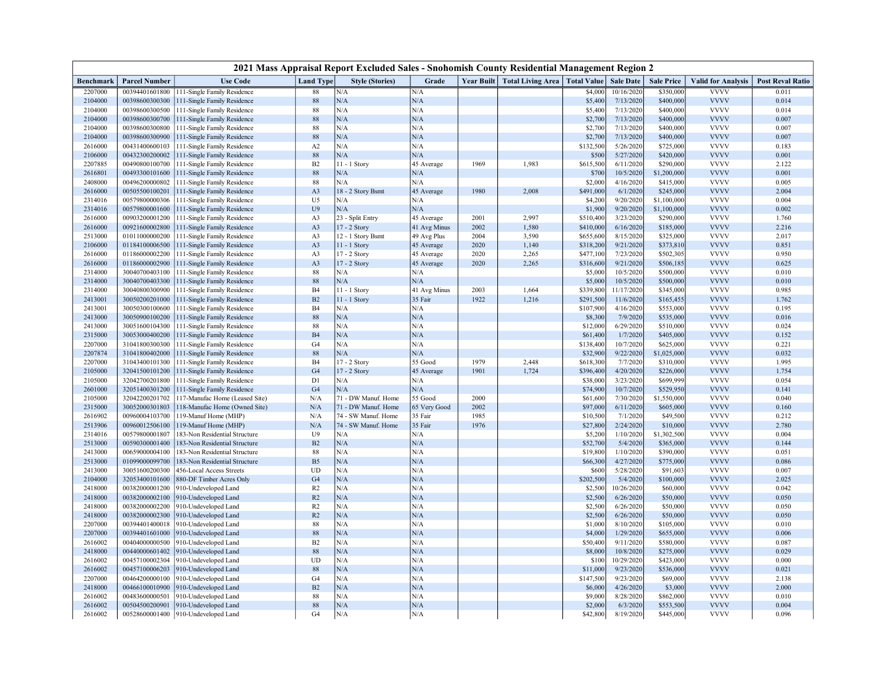# 2021 Mass Appraisal Report Excluded Sales - Snohomish County Residential Management Region 2

| Benchmark | Parcel Number | Use Code | Land Type | Style (Stories) | Grade | Year Built | Total Living Area | Total Value | Sale Date | Sale Price | Valid for Analysis | Post Reval Ratio |
|---|---|---|---|---|---|---|---|---|---|---|---|---|
| 2207000 | 00394401601800 | 111-Single Family Residence | 88 | N/A | N/A | | | $4,000 | 10/16/2020 | $350,000 | VVVV | 0.011 |
| 2104000 | 00398600300300 | 111-Single Family Residence | 88 | N/A | N/A | | | $5,400 | 7/13/2020 | $400,000 | VVVV | 0.014 |
| 2104000 | 00398600300500 | 111-Single Family Residence | 88 | N/A | N/A | | | $5,400 | 7/13/2020 | $400,000 | VVVV | 0.014 |
| 2104000 | 00398600300700 | 111-Single Family Residence | 88 | N/A | N/A | | | $2,700 | 7/13/2020 | $400,000 | VVVV | 0.007 |
| 2104000 | 00398600300800 | 111-Single Family Residence | 88 | N/A | N/A | | | $2,700 | 7/13/2020 | $400,000 | VVVV | 0.007 |
| 2104000 | 00398600300900 | 111-Single Family Residence | 88 | N/A | N/A | | | $2,700 | 7/13/2020 | $400,000 | VVVV | 0.007 |
| 2616000 | 00431400600103 | 111-Single Family Residence | A2 | N/A | N/A | | | $132,500 | 5/26/2020 | $725,000 | VVVV | 0.183 |
| 2106000 | 00432300200002 | 111-Single Family Residence | 88 | N/A | N/A | | | $500 | 5/27/2020 | $420,000 | VVVV | 0.001 |
| 2207885 | 00490800100700 | 111-Single Family Residence | B2 | 11 - 1 Story | 45 Average | 1969 | 1,983 | $615,500 | 6/11/2020 | $290,000 | VVVV | 2.122 |
| 2616801 | 00493300101600 | 111-Single Family Residence | 88 | N/A | N/A | | | $700 | 10/5/2020 | $1,200,000 | VVVV | 0.001 |
| 2408000 | 00496200000802 | 111-Single Family Residence | 88 | N/A | N/A | | | $2,000 | 4/16/2020 | $415,000 | VVVV | 0.005 |
| 2616000 | 00505500100201 | 111-Single Family Residence | A3 | 18 - 2 Story Bsmt | 45 Average | 1980 | 2,008 | $491,000 | 6/1/2020 | $245,000 | VVVV | 2.004 |
| 2314016 | 00579800000306 | 111-Single Family Residence | U5 | N/A | N/A | | | $4,200 | 9/20/2020 | $1,100,000 | VVVV | 0.004 |
| 2314016 | 00579800001600 | 111-Single Family Residence | U9 | N/A | N/A | | | $1,900 | 9/20/2020 | $1,100,000 | VVVV | 0.002 |
| 2616000 | 00903200001200 | 111-Single Family Residence | A3 | 23 - Split Entry | 45 Average | 2001 | 2,997 | $510,400 | 3/23/2020 | $290,000 | VVVV | 1.760 |
| 2616000 | 00921600002800 | 111-Single Family Residence | A3 | 17 - 2 Story | 41 Avg Minus | 2002 | 1,580 | $410,000 | 6/16/2020 | $185,000 | VVVV | 2.216 |
| 2513000 | 01011000000200 | 111-Single Family Residence | A3 | 12 - 1 Story Bsmt | 49 Avg Plus | 2004 | 3,590 | $655,600 | 8/15/2020 | $325,000 | VVVV | 2.017 |
| 2106000 | 01184100006500 | 111-Single Family Residence | A3 | 11 - 1 Story | 45 Average | 2020 | 1,140 | $318,200 | 9/21/2020 | $373,810 | VVVV | 0.851 |
| 2616000 | 01186000002200 | 111-Single Family Residence | A3 | 17 - 2 Story | 45 Average | 2020 | 2,265 | $477,100 | 7/23/2020 | $502,305 | VVVV | 0.950 |
| 2616000 | 01186000002900 | 111-Single Family Residence | A3 | 17 - 2 Story | 45 Average | 2020 | 2,265 | $316,600 | 9/21/2020 | $506,185 | VVVV | 0.625 |
| 2314000 | 30040700403100 | 111-Single Family Residence | 88 | N/A | N/A | | | $5,000 | 10/5/2020 | $500,000 | VVVV | 0.010 |
| 2314000 | 30040700403300 | 111-Single Family Residence | 88 | N/A | N/A | | | $5,000 | 10/5/2020 | $500,000 | VVVV | 0.010 |
| 2314000 | 30040800300900 | 111-Single Family Residence | B4 | 11 - 1 Story | 41 Avg Minus | 2003 | 1,664 | $339,800 | 11/17/2020 | $345,000 | VVVV | 0.985 |
| 2413001 | 30050200201000 | 111-Single Family Residence | B2 | 11 - 1 Story | 35 Fair | 1922 | 1,216 | $291,500 | 11/6/2020 | $165,455 | VVVV | 1.762 |
| 2413001 | 30050300100600 | 111-Single Family Residence | B4 | N/A | N/A | | | $107,900 | 4/16/2020 | $553,000 | VVVV | 0.195 |
| 2413000 | 30050900100200 | 111-Single Family Residence | 88 | N/A | N/A | | | $8,300 | 7/9/2020 | $535,000 | VVVV | 0.016 |
| 2413000 | 30051600104300 | 111-Single Family Residence | 88 | N/A | N/A | | | $12,000 | 6/29/2020 | $510,000 | VVVV | 0.024 |
| 2315000 | 30053000400200 | 111-Single Family Residence | B4 | N/A | N/A | | | $61,400 | 1/7/2020 | $405,000 | VVVV | 0.152 |
| 2207000 | 31041800300300 | 111-Single Family Residence | G4 | N/A | N/A | | | $138,400 | 10/7/2020 | $625,000 | VVVV | 0.221 |
| 2207874 | 31041800402000 | 111-Single Family Residence | 88 | N/A | N/A | | | $32,900 | 9/22/2020 | $1,025,000 | VVVV | 0.032 |
| 2207000 | 31043400101300 | 111-Single Family Residence | B4 | 17 - 2 Story | 55 Good | 1979 | 2,448 | $618,300 | 7/7/2020 | $310,000 | VVVV | 1.995 |
| 2105000 | 32041500101200 | 111-Single Family Residence | G4 | 17 - 2 Story | 45 Average | 1901 | 1,724 | $396,400 | 4/20/2020 | $226,000 | VVVV | 1.754 |
| 2105000 | 32042700201800 | 111-Single Family Residence | D1 | N/A | N/A | | | $38,000 | 3/23/2020 | $699,999 | VVVV | 0.054 |
| 2601000 | 32051400301200 | 111-Single Family Residence | G4 | N/A | N/A | | | $74,900 | 10/7/2020 | $529,950 | VVVV | 0.141 |
| 2105000 | 32042200201702 | 117-Manufac Home (Leased Site) | N/A | 71 - DW Manuf. Home | 55 Good | 2000 | | $61,600 | 7/30/2020 | $1,550,000 | VVVV | 0.040 |
| 2315000 | 30052000301803 | 118-Manufac Home (Owned Site) | N/A | 71 - DW Manuf. Home | 65 Very Good | 2002 | | $97,000 | 6/11/2020 | $605,000 | VVVV | 0.160 |
| 2616902 | 00960004103700 | 119-Manuf Home (MHP) | N/A | 74 - SW Manuf. Home | 35 Fair | 1985 | | $10,500 | 7/1/2020 | $49,500 | VVVV | 0.212 |
| 2513906 | 00960012506100 | 119-Manuf Home (MHP) | N/A | 74 - SW Manuf. Home | 35 Fair | 1976 | | $27,800 | 2/24/2020 | $10,000 | VVVV | 2.780 |
| 2314016 | 00579800001807 | 183-Non Residential Structure | U9 | N/A | N/A | | | $5,200 | 1/10/2020 | $1,302,500 | VVVV | 0.004 |
| 2513000 | 00590300001400 | 183-Non Residential Structure | B2 | N/A | N/A | | | $52,700 | 5/4/2020 | $365,000 | VVVV | 0.144 |
| 2413000 | 00659000004100 | 183-Non Residential Structure | 88 | N/A | N/A | | | $19,800 | 1/10/2020 | $390,000 | VVVV | 0.051 |
| 2513000 | 01099000099700 | 183-Non Residential Structure | B5 | N/A | N/A | | | $66,300 | 4/27/2020 | $775,000 | VVVV | 0.086 |
| 2413000 | 30051600200300 | 456-Local Access Streets | UD | N/A | N/A | | | $600 | 5/28/2020 | $91,603 | VVVV | 0.007 |
| 2104000 | 32053400101600 | 880-DF Timber Acres Only | G4 | N/A | N/A | | | $202,500 | 5/4/2020 | $100,000 | VVVV | 2.025 |
| 2418000 | 00382000001200 | 910-Undeveloped Land | R2 | N/A | N/A | | | $2,500 | 10/26/2020 | $60,000 | VVVV | 0.042 |
| 2418000 | 00382000002100 | 910-Undeveloped Land | R2 | N/A | N/A | | | $2,500 | 6/26/2020 | $50,000 | VVVV | 0.050 |
| 2418000 | 00382000002200 | 910-Undeveloped Land | R2 | N/A | N/A | | | $2,500 | 6/26/2020 | $50,000 | VVVV | 0.050 |
| 2418000 | 00382000002300 | 910-Undeveloped Land | R2 | N/A | N/A | | | $2,500 | 6/26/2020 | $50,000 | VVVV | 0.050 |
| 2207000 | 00394401400018 | 910-Undeveloped Land | 88 | N/A | N/A | | | $1,000 | 8/10/2020 | $105,000 | VVVV | 0.010 |
| 2207000 | 00394401601000 | 910-Undeveloped Land | 88 | N/A | N/A | | | $4,000 | 1/29/2020 | $655,000 | VVVV | 0.006 |
| 2616002 | 00404000000500 | 910-Undeveloped Land | B2 | N/A | N/A | | | $50,400 | 9/11/2020 | $580,000 | VVVV | 0.087 |
| 2418000 | 00440000601402 | 910-Undeveloped Land | 88 | N/A | N/A | | | $8,000 | 10/8/2020 | $275,000 | VVVV | 0.029 |
| 2616002 | 00457100002304 | 910-Undeveloped Land | UD | N/A | N/A | | | $100 | 10/29/2020 | $423,000 | VVVV | 0.000 |
| 2616002 | 00457100006203 | 910-Undeveloped Land | 88 | N/A | N/A | | | $11,000 | 9/23/2020 | $536,000 | VVVV | 0.021 |
| 2207000 | 00464200000100 | 910-Undeveloped Land | G4 | N/A | N/A | | | $147,500 | 9/23/2020 | $69,000 | VVVV | 2.138 |
| 2418000 | 00466100010900 | 910-Undeveloped Land | B2 | N/A | N/A | | | $6,000 | 4/26/2020 | $3,000 | VVVV | 2.000 |
| 2616002 | 00483600000501 | 910-Undeveloped Land | 88 | N/A | N/A | | | $9,000 | 8/28/2020 | $862,000 | VVVV | 0.010 |
| 2616002 | 00504500200901 | 910-Undeveloped Land | 88 | N/A | N/A | | | $2,000 | 6/3/2020 | $553,500 | VVVV | 0.004 |
| 2616002 | 00528600001400 | 910-Undeveloped Land | G4 | N/A | N/A | | | $42,800 | 8/19/2020 | $445,000 | VVVV | 0.096 |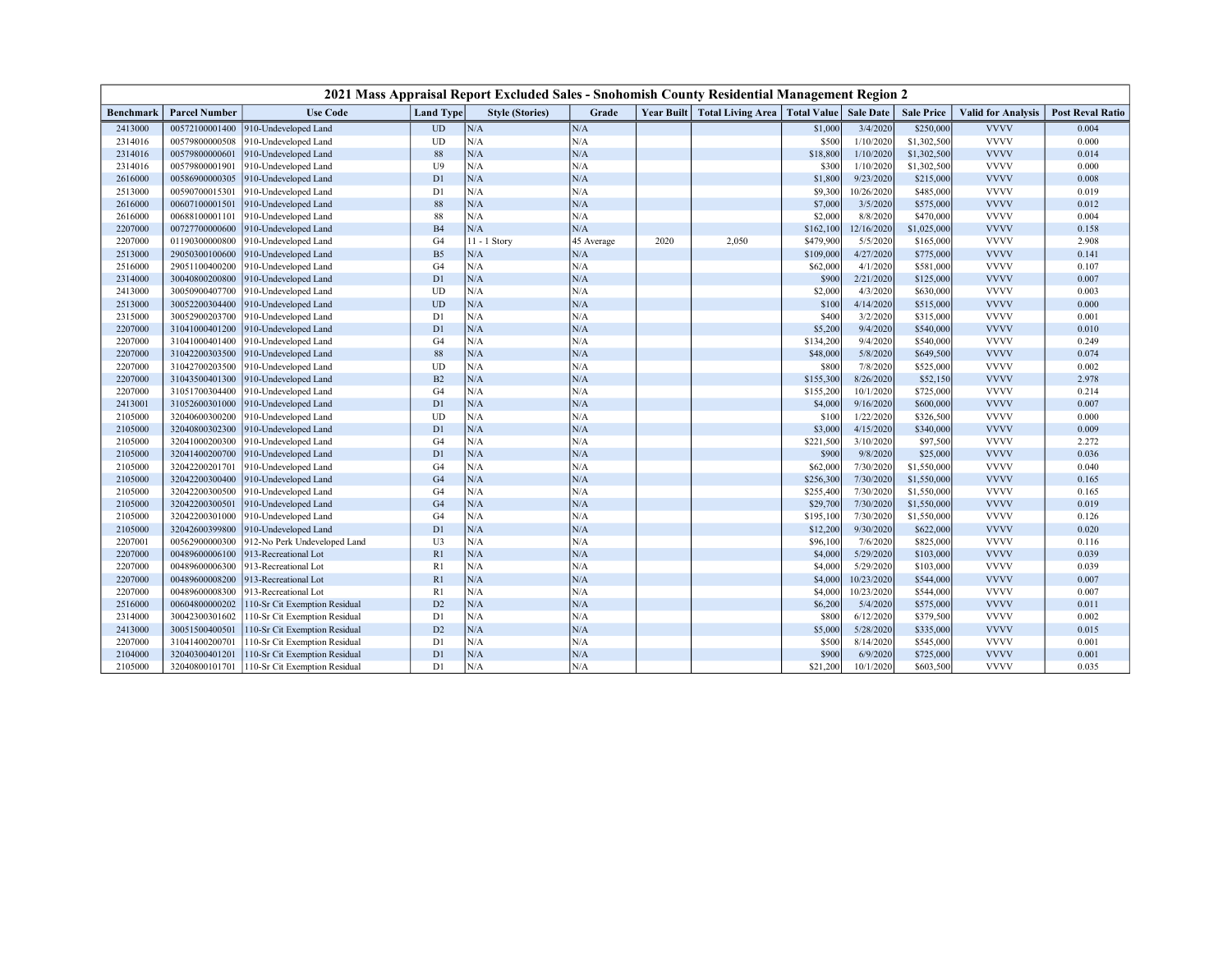## 2021 Mass Appraisal Report Excluded Sales - Snohomish County Residential Management Region 2

| Benchmark | Parcel Number | Use Code | Land Type | Style (Stories) | Grade | Year Built | Total Living Area | Total Value | Sale Date | Sale Price | Valid for Analysis | Post Reval Ratio |
|---|---|---|---|---|---|---|---|---|---|---|---|---|
| 2413000 | 00572100001400 | 910-Undeveloped Land | UD | N/A | N/A | | | $1,000 | 3/4/2020 | $250,000 | VVVV | 0.004 |
| 2314016 | 00579800000508 | 910-Undeveloped Land | UD | N/A | N/A | | | $500 | 1/10/2020 | $1,302,500 | VVVV | 0.000 |
| 2314016 | 00579800000601 | 910-Undeveloped Land | 88 | N/A | N/A | | | $18,800 | 1/10/2020 | $1,302,500 | VVVV | 0.014 |
| 2314016 | 00579800001901 | 910-Undeveloped Land | U9 | N/A | N/A | | | $300 | 1/10/2020 | $1,302,500 | VVVV | 0.000 |
| 2616000 | 00586900000305 | 910-Undeveloped Land | D1 | N/A | N/A | | | $1,800 | 9/23/2020 | $215,000 | VVVV | 0.008 |
| 2513000 | 00590700015301 | 910-Undeveloped Land | D1 | N/A | N/A | | | $9,300 | 10/26/2020 | $485,000 | VVVV | 0.019 |
| 2616000 | 00607100001501 | 910-Undeveloped Land | 88 | N/A | N/A | | | $7,000 | 3/5/2020 | $575,000 | VVVV | 0.012 |
| 2616000 | 00688100001101 | 910-Undeveloped Land | 88 | N/A | N/A | | | $2,000 | 8/8/2020 | $470,000 | VVVV | 0.004 |
| 2207000 | 00727700000600 | 910-Undeveloped Land | B4 | N/A | N/A | | | $162,100 | 12/16/2020 | $1,025,000 | VVVV | 0.158 |
| 2207000 | 01190300000800 | 910-Undeveloped Land | G4 | 11 - 1 Story | 45 Average | 2020 | 2,050 | $479,900 | 5/5/2020 | $165,000 | VVVV | 2.908 |
| 2513000 | 29050300100600 | 910-Undeveloped Land | B5 | N/A | N/A | | | $109,000 | 4/27/2020 | $775,000 | VVVV | 0.141 |
| 2516000 | 29051100400200 | 910-Undeveloped Land | G4 | N/A | N/A | | | $62,000 | 4/1/2020 | $581,000 | VVVV | 0.107 |
| 2314000 | 30040800200800 | 910-Undeveloped Land | D1 | N/A | N/A | | | $900 | 2/21/2020 | $125,000 | VVVV | 0.007 |
| 2413000 | 30050900407700 | 910-Undeveloped Land | UD | N/A | N/A | | | $2,000 | 4/3/2020 | $630,000 | VVVV | 0.003 |
| 2513000 | 30052200304400 | 910-Undeveloped Land | UD | N/A | N/A | | | $100 | 4/14/2020 | $515,000 | VVVV | 0.000 |
| 2315000 | 30052900203700 | 910-Undeveloped Land | D1 | N/A | N/A | | | $400 | 3/2/2020 | $315,000 | VVVV | 0.001 |
| 2207000 | 31041000401200 | 910-Undeveloped Land | D1 | N/A | N/A | | | $5,200 | 9/4/2020 | $540,000 | VVVV | 0.010 |
| 2207000 | 31041000401400 | 910-Undeveloped Land | G4 | N/A | N/A | | | $134,200 | 9/4/2020 | $540,000 | VVVV | 0.249 |
| 2207000 | 31042200303500 | 910-Undeveloped Land | 88 | N/A | N/A | | | $48,000 | 5/8/2020 | $649,500 | VVVV | 0.074 |
| 2207000 | 31042700203500 | 910-Undeveloped Land | UD | N/A | N/A | | | $800 | 7/8/2020 | $525,000 | VVVV | 0.002 |
| 2207000 | 31043500401300 | 910-Undeveloped Land | B2 | N/A | N/A | | | $155,300 | 8/26/2020 | $52,150 | VVVV | 2.978 |
| 2207000 | 31051700304400 | 910-Undeveloped Land | G4 | N/A | N/A | | | $155,200 | 10/1/2020 | $725,000 | VVVV | 0.214 |
| 2413001 | 31052600301000 | 910-Undeveloped Land | D1 | N/A | N/A | | | $4,000 | 9/16/2020 | $600,000 | VVVV | 0.007 |
| 2105000 | 32040600300200 | 910-Undeveloped Land | UD | N/A | N/A | | | $100 | 1/22/2020 | $326,500 | VVVV | 0.000 |
| 2105000 | 32040800302300 | 910-Undeveloped Land | D1 | N/A | N/A | | | $3,000 | 4/15/2020 | $340,000 | VVVV | 0.009 |
| 2105000 | 32041000200300 | 910-Undeveloped Land | G4 | N/A | N/A | | | $221,500 | 3/10/2020 | $97,500 | VVVV | 2.272 |
| 2105000 | 32041400200700 | 910-Undeveloped Land | D1 | N/A | N/A | | | $900 | 9/8/2020 | $25,000 | VVVV | 0.036 |
| 2105000 | 32042200201701 | 910-Undeveloped Land | G4 | N/A | N/A | | | $62,000 | 7/30/2020 | $1,550,000 | VVVV | 0.040 |
| 2105000 | 32042200300400 | 910-Undeveloped Land | G4 | N/A | N/A | | | $256,300 | 7/30/2020 | $1,550,000 | VVVV | 0.165 |
| 2105000 | 32042200300500 | 910-Undeveloped Land | G4 | N/A | N/A | | | $255,400 | 7/30/2020 | $1,550,000 | VVVV | 0.165 |
| 2105000 | 32042200300501 | 910-Undeveloped Land | G4 | N/A | N/A | | | $29,700 | 7/30/2020 | $1,550,000 | VVVV | 0.019 |
| 2105000 | 32042200301000 | 910-Undeveloped Land | G4 | N/A | N/A | | | $195,100 | 7/30/2020 | $1,550,000 | VVVV | 0.126 |
| 2105000 | 32042600399800 | 910-Undeveloped Land | D1 | N/A | N/A | | | $12,200 | 9/30/2020 | $622,000 | VVVV | 0.020 |
| 2207001 | 00562900000300 | 912-No Perk Undeveloped Land | U3 | N/A | N/A | | | $96,100 | 7/6/2020 | $825,000 | VVVV | 0.116 |
| 2207000 | 00489600006100 | 913-Recreational Lot | R1 | N/A | N/A | | | $4,000 | 5/29/2020 | $103,000 | VVVV | 0.039 |
| 2207000 | 00489600006300 | 913-Recreational Lot | R1 | N/A | N/A | | | $4,000 | 5/29/2020 | $103,000 | VVVV | 0.039 |
| 2207000 | 00489600008200 | 913-Recreational Lot | R1 | N/A | N/A | | | $4,000 | 10/23/2020 | $544,000 | VVVV | 0.007 |
| 2207000 | 00489600008300 | 913-Recreational Lot | R1 | N/A | N/A | | | $4,000 | 10/23/2020 | $544,000 | VVVV | 0.007 |
| 2516000 | 00604800000202 | 110-Sr Cit Exemption Residual | D2 | N/A | N/A | | | $6,200 | 5/4/2020 | $575,000 | VVVV | 0.011 |
| 2314000 | 30042300301602 | 110-Sr Cit Exemption Residual | D1 | N/A | N/A | | | $800 | 6/12/2020 | $379,500 | VVVV | 0.002 |
| 2413000 | 30051500400501 | 110-Sr Cit Exemption Residual | D2 | N/A | N/A | | | $5,000 | 5/28/2020 | $335,000 | VVVV | 0.015 |
| 2207000 | 31041400200701 | 110-Sr Cit Exemption Residual | D1 | N/A | N/A | | | $500 | 8/14/2020 | $545,000 | VVVV | 0.001 |
| 2104000 | 32040300401201 | 110-Sr Cit Exemption Residual | D1 | N/A | N/A | | | $900 | 6/9/2020 | $725,000 | VVVV | 0.001 |
| 2105000 | 32040800101701 | 110-Sr Cit Exemption Residual | D1 | N/A | N/A | | | $21,200 | 10/1/2020 | $603,500 | VVVV | 0.035 |